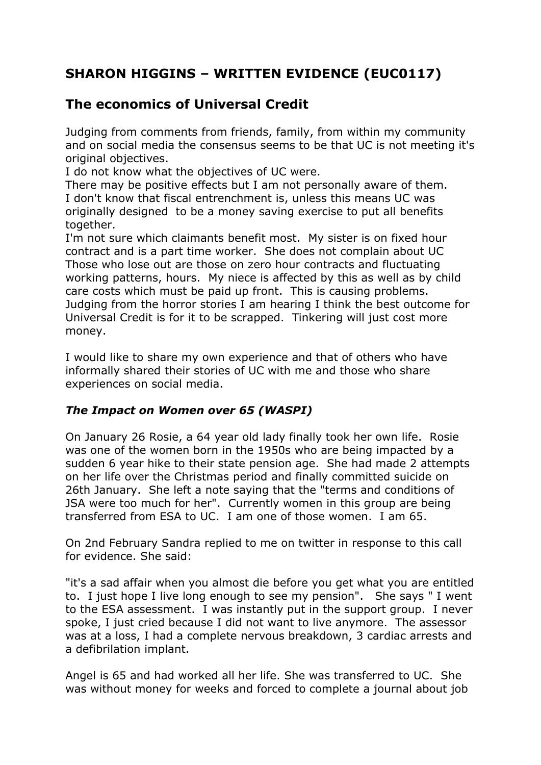## SHARON HIGGINS – WRITTEN EVIDENCE (EUC0117)

## The economics of Universal Credit

Judging from comments from friends, family, from within my community and on social media the consensus seems to be that UC is not meeting it's original objectives.
I do not know what the objectives of UC were.
There may be positive effects but I am not personally aware of them.
I don't know that fiscal entrenchment is, unless this means UC was originally designed to be a money saving exercise to put all benefits together.
I'm not sure which claimants benefit most. My sister is on fixed hour contract and is a part time worker. She does not complain about UC
Those who lose out are those on zero hour contracts and fluctuating working patterns, hours. My niece is affected by this as well as by child care costs which must be paid up front. This is causing problems.
Judging from the horror stories I am hearing I think the best outcome for Universal Credit is for it to be scrapped. Tinkering will just cost more money.

I would like to share my own experience and that of others who have informally shared their stories of UC with me and those who share experiences on social media.

### *The Impact on Women over 65 (WASPI)*

On January 26 Rosie, a 64 year old lady finally took her own life. Rosie was one of the women born in the 1950s who are being impacted by a sudden 6 year hike to their state pension age. She had made 2 attempts on her life over the Christmas period and finally committed suicide on 26th January. She left a note saying that the "terms and conditions of JSA were too much for her". Currently women in this group are being transferred from ESA to UC. I am one of those women. I am 65.

On 2nd February Sandra replied to me on twitter in response to this call for evidence. She said:

"it's a sad affair when you almost die before you get what you are entitled to. I just hope I live long enough to see my pension". She says " I went to the ESA assessment. I was instantly put in the support group. I never spoke, I just cried because I did not want to live anymore. The assessor was at a loss, I had a complete nervous breakdown, 3 cardiac arrests and a defibrilation implant.

Angel is 65 and had worked all her life. She was transferred to UC. She was without money for weeks and forced to complete a journal about job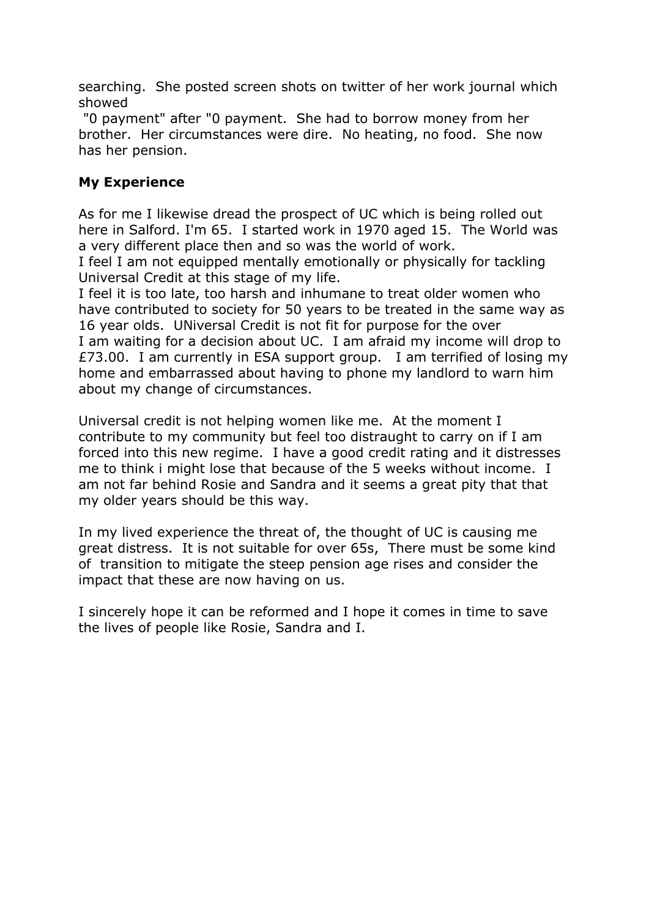searching. She posted screen shots on twitter of her work journal which showed
"0 payment" after "0 payment. She had to borrow money from her brother. Her circumstances were dire. No heating, no food. She now has her pension.

**My Experience**

As for me I likewise dread the prospect of UC which is being rolled out here in Salford. I'm 65. I started work in 1970 aged 15. The World was a very different place then and so was the world of work.
I feel I am not equipped mentally emotionally or physically for tackling Universal Credit at this stage of my life.
I feel it is too late, too harsh and inhumane to treat older women who have contributed to society for 50 years to be treated in the same way as 16 year olds. UNiversal Credit is not fit for purpose for the over
I am waiting for a decision about UC. I am afraid my income will drop to £73.00. I am currently in ESA support group. I am terrified of losing my home and embarrassed about having to phone my landlord to warn him about my change of circumstances.

Universal credit is not helping women like me. At the moment I contribute to my community but feel too distraught to carry on if I am forced into this new regime. I have a good credit rating and it distresses me to think i might lose that because of the 5 weeks without income. I am not far behind Rosie and Sandra and it seems a great pity that that my older years should be this way.

In my lived experience the threat of, the thought of UC is causing me great distress. It is not suitable for over 65s, There must be some kind of transition to mitigate the steep pension age rises and consider the impact that these are now having on us.

I sincerely hope it can be reformed and I hope it comes in time to save the lives of people like Rosie, Sandra and I.